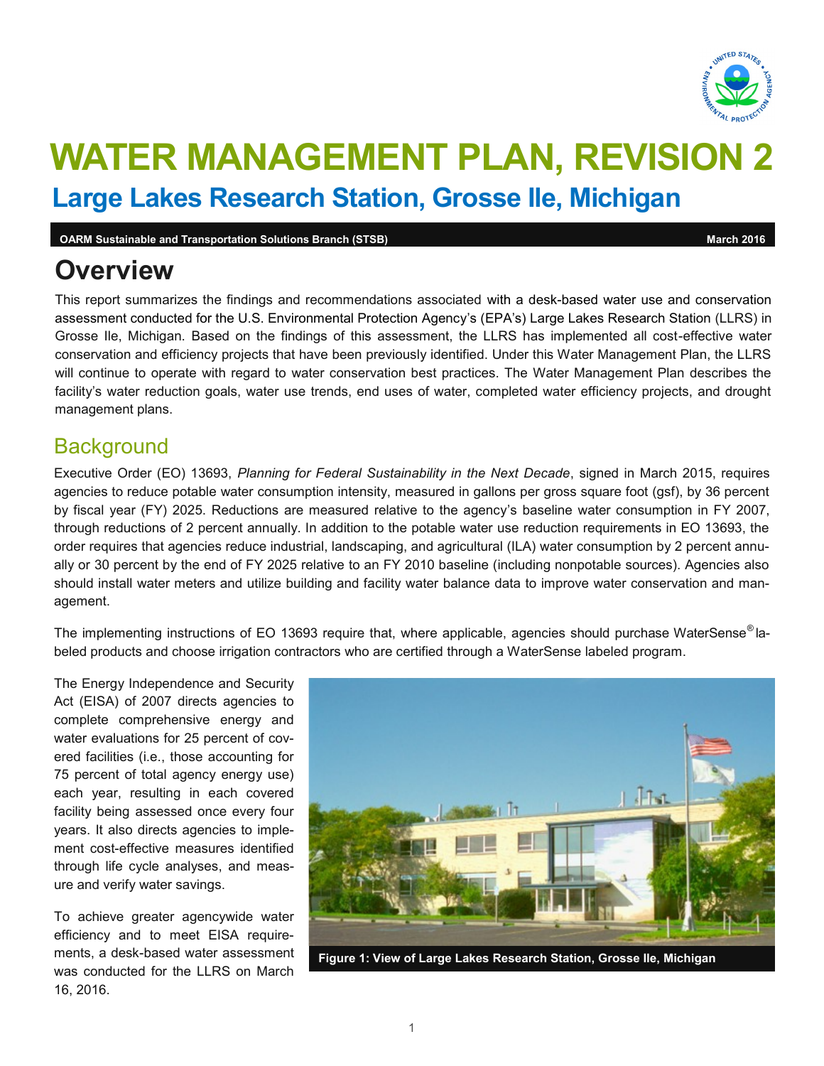# WATER MANAGEMENT PLAN, REVISION 2

## Large Lakes Research Station, Grosse Ile, Michigan

**OARM Sustainable and Transportation Solutions Branch (STSB)** **March 2016**

# Overview

This report summarizes the findings and recommendations associated with a desk-based water use and conservation assessment conducted for the U.S. Environmental Protection Agency's (EPA's) Large Lakes Research Station (LLRS) in Grosse Ile, Michigan. Based on the findings of this assessment, the LLRS has implemented all cost-effective water conservation and efficiency projects that have been previously identified. Under this Water Management Plan, the LLRS will continue to operate with regard to water conservation best practices. The Water Management Plan describes the facility's water reduction goals, water use trends, end uses of water, completed water efficiency projects, and drought management plans.

## Background

Executive Order (EO) 13693, *Planning for Federal Sustainability in the Next Decade*, signed in March 2015, requires agencies to reduce potable water consumption intensity, measured in gallons per gross square foot (gsf), by 36 percent by fiscal year (FY) 2025. Reductions are measured relative to the agency's baseline water consumption in FY 2007, through reductions of 2 percent annually. In addition to the potable water use reduction requirements in EO 13693, the order requires that agencies reduce industrial, landscaping, and agricultural (ILA) water consumption by 2 percent annually or 30 percent by the end of FY 2025 relative to an FY 2010 baseline (including nonpotable sources). Agencies also should install water meters and utilize building and facility water balance data to improve water conservation and management.

The implementing instructions of EO 13693 require that, where applicable, agencies should purchase WaterSense® labeled products and choose irrigation contractors who are certified through a WaterSense labeled program.

The Energy Independence and Security Act (EISA) of 2007 directs agencies to complete comprehensive energy and water evaluations for 25 percent of covered facilities (i.e., those accounting for 75 percent of total agency energy use) each year, resulting in each covered facility being assessed once every four years. It also directs agencies to implement cost-effective measures identified through life cycle analyses, and measure and verify water savings.

To achieve greater agencywide water efficiency and to meet EISA requirements, a desk-based water assessment was conducted for the LLRS on March 16, 2016.

**Figure 1: View of Large Lakes Research Station, Grosse Ile, Michigan**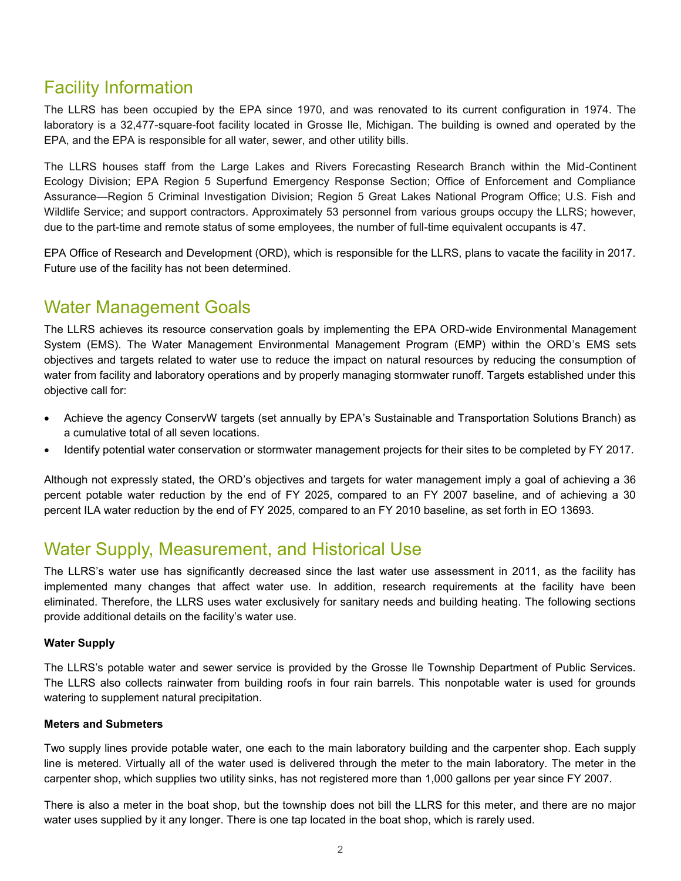## Facility Information

The LLRS has been occupied by the EPA since 1970, and was renovated to its current configuration in 1974. The laboratory is a 32,477-square-foot facility located in Grosse Ile, Michigan. The building is owned and operated by the EPA, and the EPA is responsible for all water, sewer, and other utility bills.

The LLRS houses staff from the Large Lakes and Rivers Forecasting Research Branch within the Mid-Continent Ecology Division; EPA Region 5 Superfund Emergency Response Section; Office of Enforcement and Compliance Assurance—Region 5 Criminal Investigation Division; Region 5 Great Lakes National Program Office; U.S. Fish and Wildlife Service; and support contractors. Approximately 53 personnel from various groups occupy the LLRS; however, due to the part-time and remote status of some employees, the number of full-time equivalent occupants is 47.

EPA Office of Research and Development (ORD), which is responsible for the LLRS, plans to vacate the facility in 2017. Future use of the facility has not been determined.

## Water Management Goals

The LLRS achieves its resource conservation goals by implementing the EPA ORD-wide Environmental Management System (EMS). The Water Management Environmental Management Program (EMP) within the ORD's EMS sets objectives and targets related to water use to reduce the impact on natural resources by reducing the consumption of water from facility and laboratory operations and by properly managing stormwater runoff. Targets established under this objective call for:

- Achieve the agency ConservW targets (set annually by EPA's Sustainable and Transportation Solutions Branch) as a cumulative total of all seven locations.
- Identify potential water conservation or stormwater management projects for their sites to be completed by FY 2017.

Although not expressly stated, the ORD's objectives and targets for water management imply a goal of achieving a 36 percent potable water reduction by the end of FY 2025, compared to an FY 2007 baseline, and of achieving a 30 percent ILA water reduction by the end of FY 2025, compared to an FY 2010 baseline, as set forth in EO 13693.

## Water Supply, Measurement, and Historical Use

The LLRS's water use has significantly decreased since the last water use assessment in 2011, as the facility has implemented many changes that affect water use. In addition, research requirements at the facility have been eliminated. Therefore, the LLRS uses water exclusively for sanitary needs and building heating. The following sections provide additional details on the facility's water use.

**Water Supply**

The LLRS's potable water and sewer service is provided by the Grosse Ile Township Department of Public Services. The LLRS also collects rainwater from building roofs in four rain barrels. This nonpotable water is used for grounds watering to supplement natural precipitation.

**Meters and Submeters**

Two supply lines provide potable water, one each to the main laboratory building and the carpenter shop. Each supply line is metered. Virtually all of the water used is delivered through the meter to the main laboratory. The meter in the carpenter shop, which supplies two utility sinks, has not registered more than 1,000 gallons per year since FY 2007.

There is also a meter in the boat shop, but the township does not bill the LLRS for this meter, and there are no major water uses supplied by it any longer. There is one tap located in the boat shop, which is rarely used.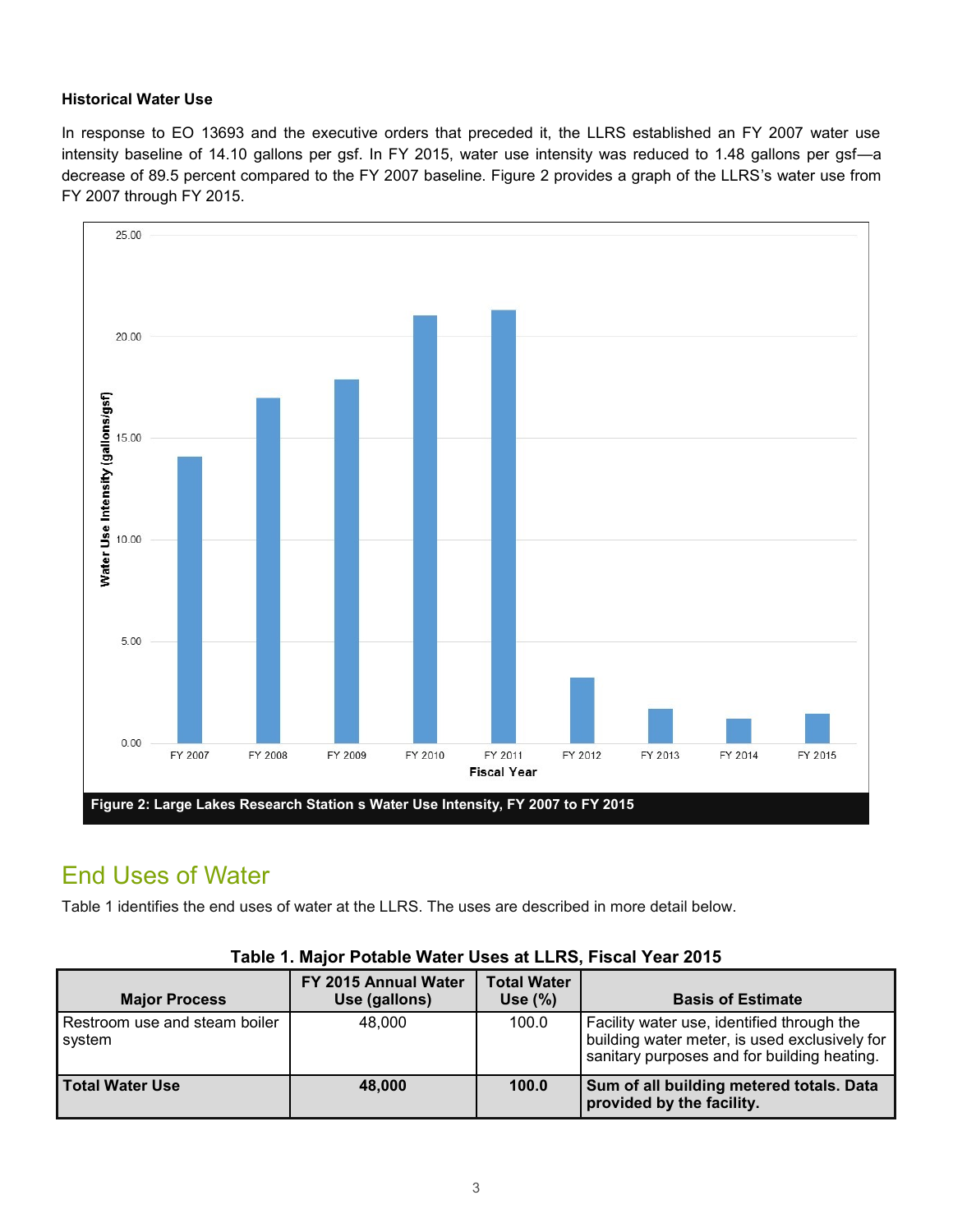### Historical Water Use

In response to EO 13693 and the executive orders that preceded it, the LLRS established an FY 2007 water use intensity baseline of 14.10 gallons per gsf. In FY 2015, water use intensity was reduced to 1.48 gallons per gsf—a decrease of 89.5 percent compared to the FY 2007 baseline. Figure 2 provides a graph of the LLRS's water use from FY 2007 through FY 2015.

**Figure 2: Large Lakes Research Station s Water Use Intensity, FY 2007 to FY 2015**

## End Uses of Water

Table 1 identifies the end uses of water at the LLRS. The uses are described in more detail below.

**Table 1. Major Potable Water Uses at LLRS, Fiscal Year 2015**

| Major Process | FY 2015 Annual Water Use (gallons) | Total Water Use (%) | Basis of Estimate |
|---|---|---|---|
| Restroom use and steam boiler system | 48,000 | 100.0 | Facility water use, identified through the building water meter, is used exclusively for sanitary purposes and for building heating. |
| **Total Water Use** | **48,000** | **100.0** | **Sum of all building metered totals. Data provided by the facility.** |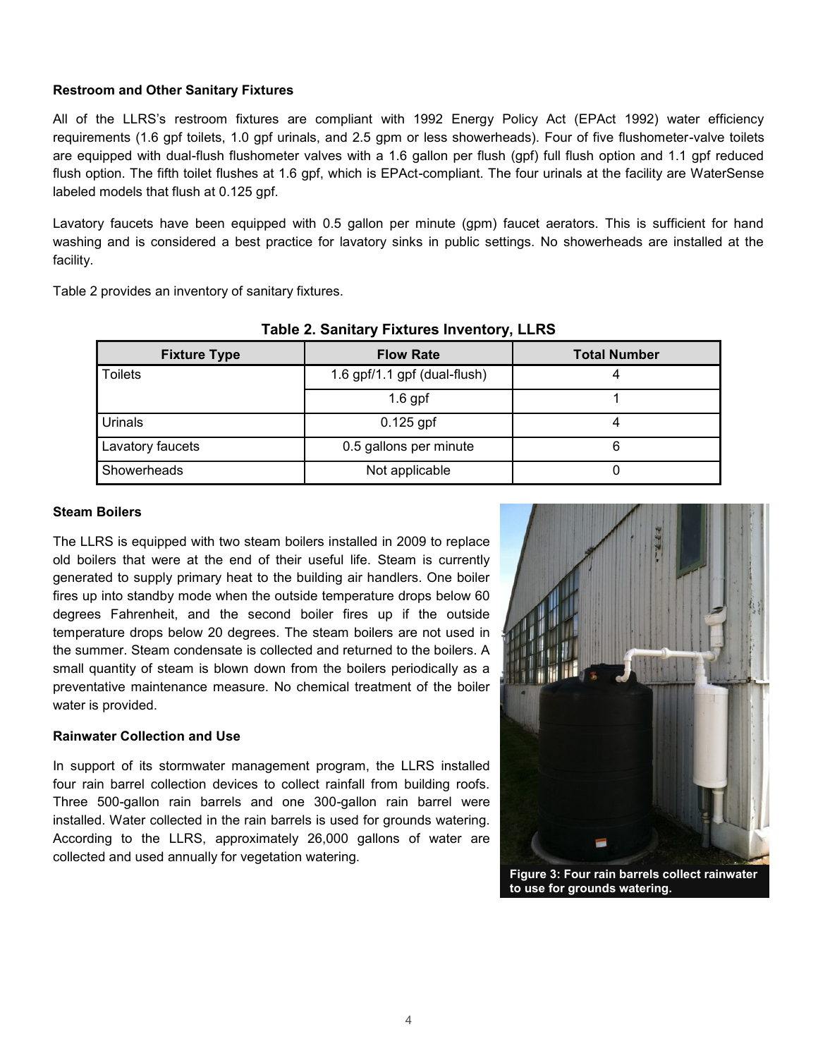**Restroom and Other Sanitary Fixtures**

All of the LLRS's restroom fixtures are compliant with 1992 Energy Policy Act (EPAct 1992) water efficiency requirements (1.6 gpf toilets, 1.0 gpf urinals, and 2.5 gpm or less showerheads). Four of five flushometer-valve toilets are equipped with dual-flush flushometer valves with a 1.6 gallon per flush (gpf) full flush option and 1.1 gpf reduced flush option. The fifth toilet flushes at 1.6 gpf, which is EPAct-compliant. The four urinals at the facility are WaterSense labeled models that flush at 0.125 gpf.

Lavatory faucets have been equipped with 0.5 gallon per minute (gpm) faucet aerators. This is sufficient for hand washing and is considered a best practice for lavatory sinks in public settings. No showerheads are installed at the facility.

Table 2 provides an inventory of sanitary fixtures.

**Table 2. Sanitary Fixtures Inventory, LLRS**

| Fixture Type | Flow Rate | Total Number |
| --- | --- | --- |
| Toilets | 1.6 gpf/1.1 gpf (dual-flush) | 4 |
| | 1.6 gpf | 1 |
| Urinals | 0.125 gpf | 4 |
| Lavatory faucets | 0.5 gallons per minute | 6 |
| Showerheads | Not applicable | 0 |

**Steam Boilers**

The LLRS is equipped with two steam boilers installed in 2009 to replace old boilers that were at the end of their useful life. Steam is currently generated to supply primary heat to the building air handlers. One boiler fires up into standby mode when the outside temperature drops below 60 degrees Fahrenheit, and the second boiler fires up if the outside temperature drops below 20 degrees. The steam boilers are not used in the summer. Steam condensate is collected and returned to the boilers. A small quantity of steam is blown down from the boilers periodically as a preventative maintenance measure. No chemical treatment of the boiler water is provided.

**Rainwater Collection and Use**

In support of its stormwater management program, the LLRS installed four rain barrel collection devices to collect rainfall from building roofs. Three 500-gallon rain barrels and one 300-gallon rain barrel were installed. Water collected in the rain barrels is used for grounds watering. According to the LLRS, approximately 26,000 gallons of water are collected and used annually for vegetation watering.

**Figure 3: Four rain barrels collect rainwater to use for grounds watering.**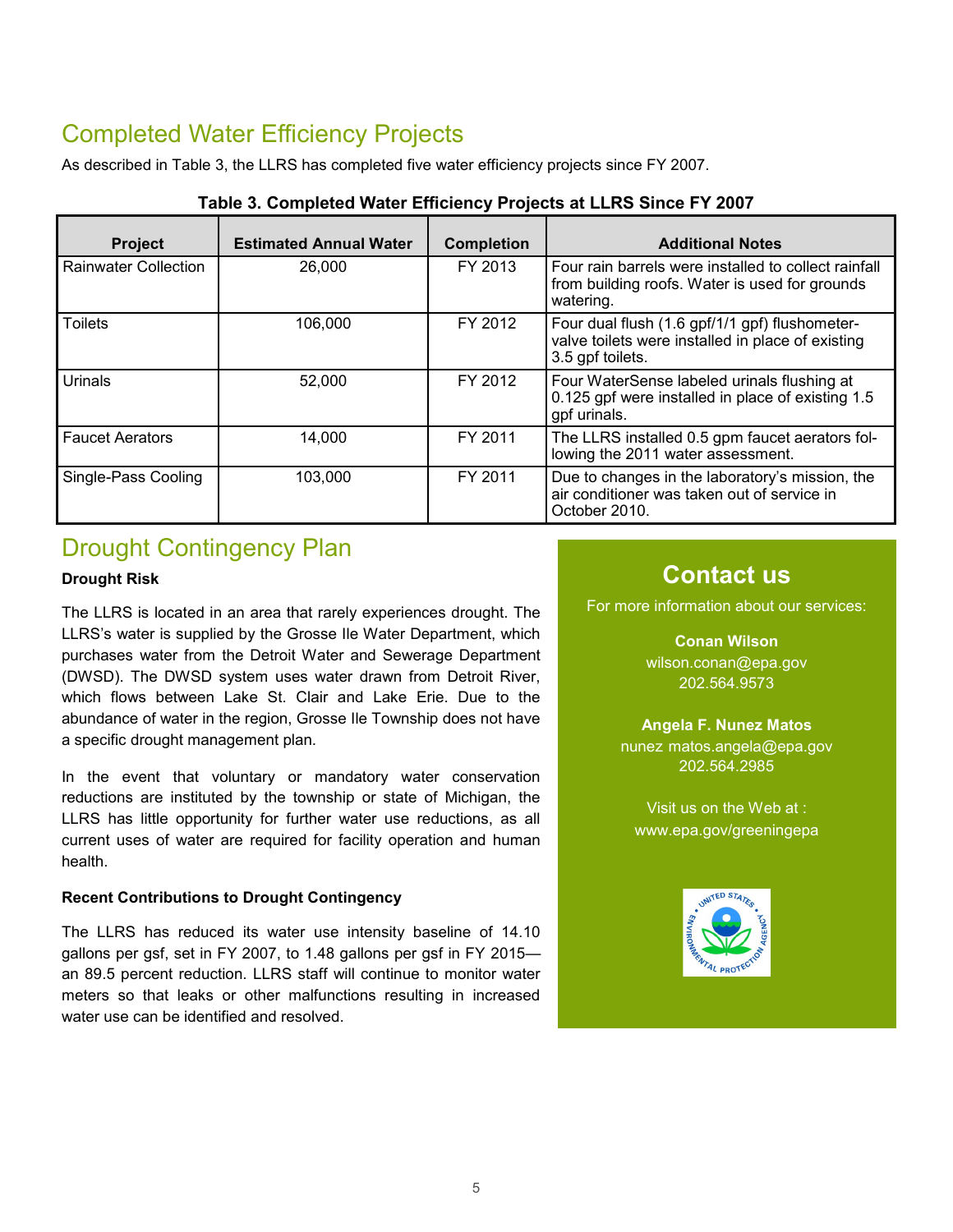## Completed Water Efficiency Projects

As described in Table 3, the LLRS has completed five water efficiency projects since FY 2007.

**Table 3. Completed Water Efficiency Projects at LLRS Since FY 2007**

| Project | Estimated Annual Water | Completion | Additional Notes |
|---|---|---|---|
| Rainwater Collection | 26,000 | FY 2013 | Four rain barrels were installed to collect rainfall from building roofs. Water is used for grounds watering. |
| Toilets | 106,000 | FY 2012 | Four dual flush (1.6 gpf/1/1 gpf) flushometer-valve toilets were installed in place of existing 3.5 gpf toilets. |
| Urinals | 52,000 | FY 2012 | Four WaterSense labeled urinals flushing at 0.125 gpf were installed in place of existing 1.5 gpf urinals. |
| Faucet Aerators | 14,000 | FY 2011 | The LLRS installed 0.5 gpm faucet aerators following the 2011 water assessment. |
| Single-Pass Cooling | 103,000 | FY 2011 | Due to changes in the laboratory's mission, the air conditioner was taken out of service in October 2010. |

## Drought Contingency Plan

**Drought Risk**

The LLRS is located in an area that rarely experiences drought. The LLRS's water is supplied by the Grosse Ile Water Department, which purchases water from the Detroit Water and Sewerage Department (DWSD). The DWSD system uses water drawn from Detroit River, which flows between Lake St. Clair and Lake Erie. Due to the abundance of water in the region, Grosse Ile Township does not have a specific drought management plan.

In the event that voluntary or mandatory water conservation reductions are instituted by the township or state of Michigan, the LLRS has little opportunity for further water use reductions, as all current uses of water are required for facility operation and human health.

**Recent Contributions to Drought Contingency**

The LLRS has reduced its water use intensity baseline of 14.10 gallons per gsf, set in FY 2007, to 1.48 gallons per gsf in FY 2015—an 89.5 percent reduction. LLRS staff will continue to monitor water meters so that leaks or other malfunctions resulting in increased water use can be identified and resolved.

## Contact us

For more information about our services:

**Conan Wilson**
wilson.conan@epa.gov
202.564.9573

**Angela F. Nunez Matos**
nunez matos.angela@epa.gov
202.564.2985

Visit us on the Web at :
www.epa.gov/greeningepa